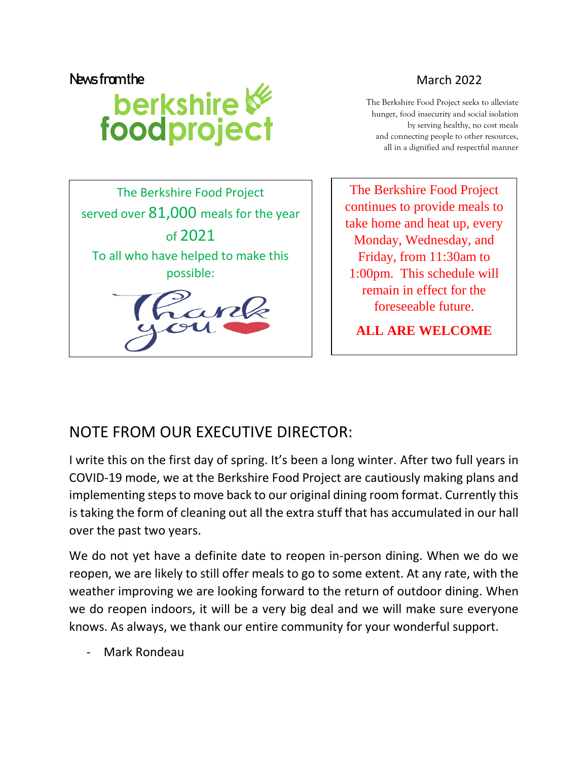News from the

# berkshire foodproject

March 2022

The Berkshire Food Project seeks to alleviate hunger, food insecurity and social isolation by serving healthy, no cost meals and connecting people to other resources, all in a dignified and respectful manner

The Berkshire Food Project served over 81,000 meals for the year of 2021

To all who have helped to make this possible:

Thank you

The Berkshire Food Project continues to provide meals to take home and heat up, every Monday, Wednesday, and Friday, from 11:30am to 1:00pm. This schedule will remain in effect for the foreseeable future.

**ALL ARE WELCOME**

## NOTE FROM OUR EXECUTIVE DIRECTOR:

I write this on the first day of spring. It's been a long winter. After two full years in COVID-19 mode, we at the Berkshire Food Project are cautiously making plans and implementing steps to move back to our original dining room format. Currently this is taking the form of cleaning out all the extra stuff that has accumulated in our hall over the past two years.

We do not yet have a definite date to reopen in-person dining. When we do we reopen, we are likely to still offer meals to go to some extent. At any rate, with the weather improving we are looking forward to the return of outdoor dining. When we do reopen indoors, it will be a very big deal and we will make sure everyone knows. As always, we thank our entire community for your wonderful support.

- Mark Rondeau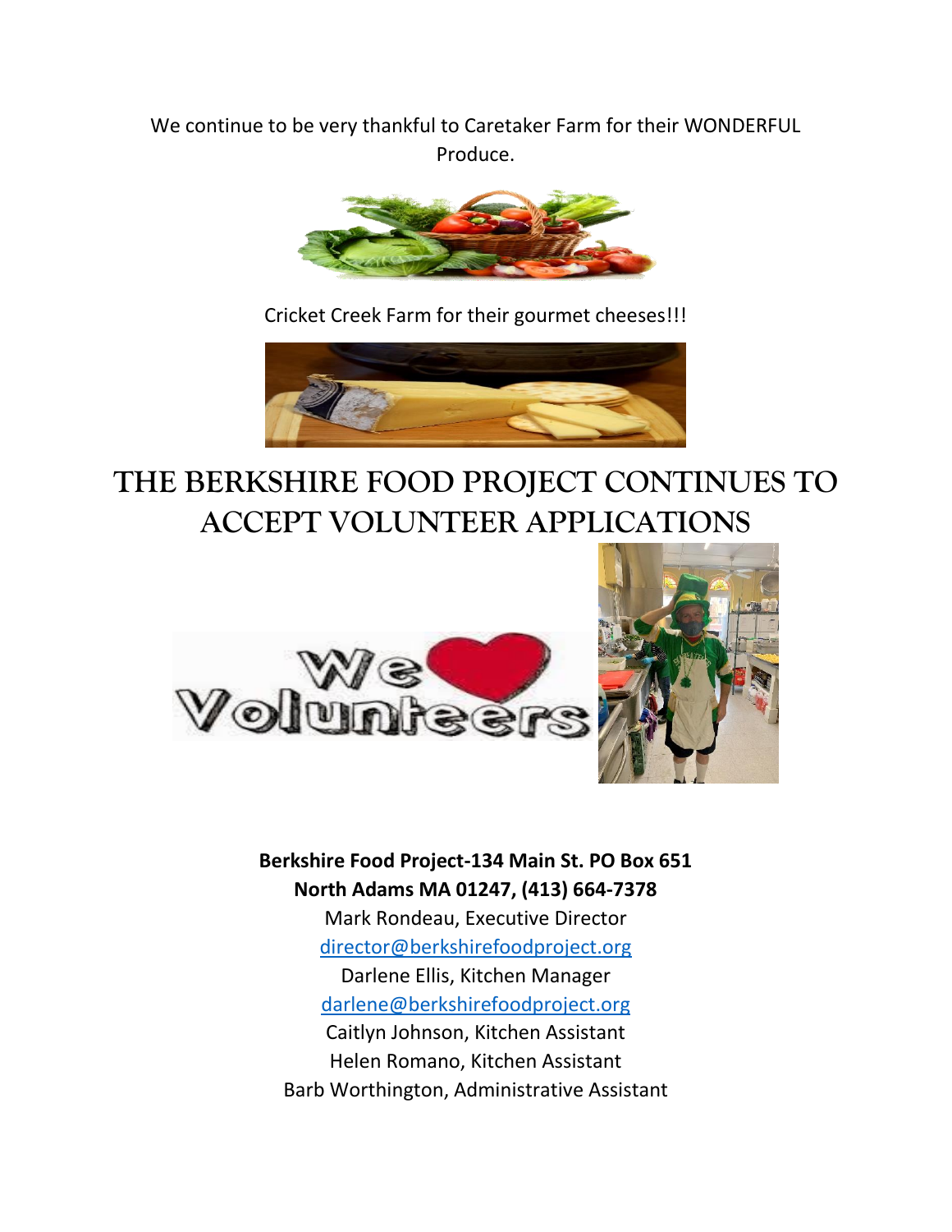We continue to be very thankful to Caretaker Farm for their WONDERFUL Produce.

Cricket Creek Farm for their gourmet cheeses!!!

# THE BERKSHIRE FOOD PROJECT CONTINUES TO ACCEPT VOLUNTEER APPLICATIONS

**Berkshire Food Project-134 Main St. PO Box 651**
**North Adams MA 01247, (413) 664-7378**

Mark Rondeau, Executive Director
director@berkshirefoodproject.org
Darlene Ellis, Kitchen Manager
darlene@berkshirefoodproject.org
Caitlyn Johnson, Kitchen Assistant
Helen Romano, Kitchen Assistant
Barb Worthington, Administrative Assistant